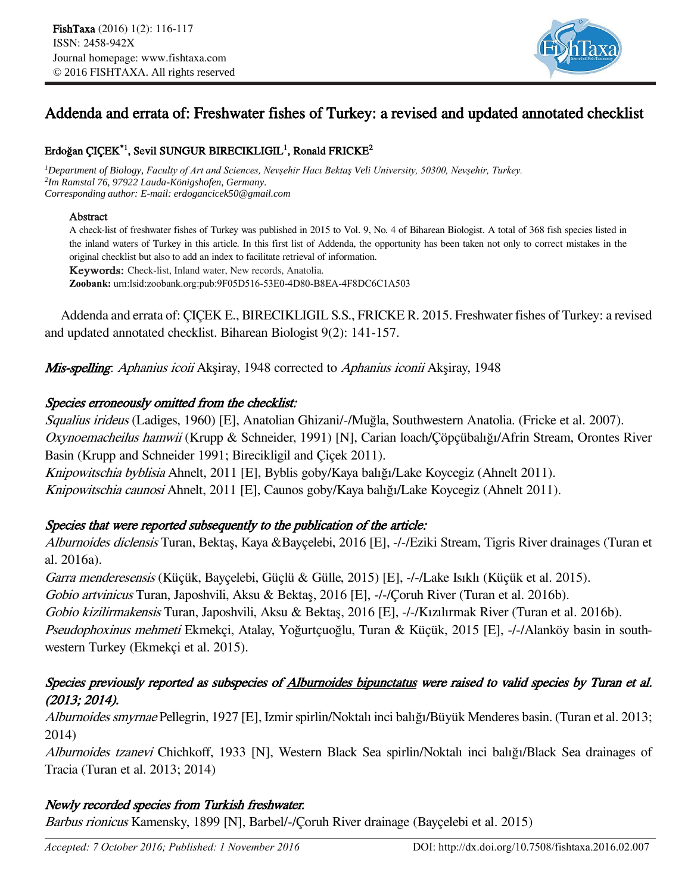FishTaxa (2016) 1(2): 116-117
ISSN: 2458-942X
Journal homepage: www.fishtaxa.com
© 2016 FISHTAXA. All rights reserved

# Addenda and errata of: Freshwater fishes of Turkey: a revised and updated annotated checklist

Erdoğan ÇIÇEK*[1], Sevil SUNGUR BIRECIKLIGIL[1], Ronald FRICKE[2]

*[1]Department of Biology, Faculty of Art and Sciences, Nevşehir Hacı Bektaş Veli University, 50300, Nevşehir, Turkey.*
*[2]Im Ramstal 76, 97922 Lauda-Königshofen, Germany.*
*Corresponding author: E-mail: erdogancicek50@gmail.com*

### Abstract

A check-list of freshwater fishes of Turkey was published in 2015 to Vol. 9, No. 4 of Biharean Biologist. A total of 368 fish species listed in the inland waters of Turkey in this article. In this first list of Addenda, the opportunity has been taken not only to correct mistakes in the original checklist but also to add an index to facilitate retrieval of information.

**Keywords:** Check-list, Inland water, New records, Anatolia.

**Zoobank:** urn:lsid:zoobank.org:pub:9F05D516-53E0-4D80-B8EA-4F8DC6C1A503

Addenda and errata of: ÇIÇEK E., BIRECIKLIGIL S.S., FRICKE R. 2015. Freshwater fishes of Turkey: a revised and updated annotated checklist. Biharean Biologist 9(2): 141-157.

***Mis-spelling***: *Aphanius icoii* Akşiray, 1948 corrected to *Aphanius iconii* Akşiray, 1948

***Species erroneously omitted from the checklist:***

*Squalius irideus* (Ladiges, 1960) [E], Anatolian Ghizani/-/Muğla, Southwestern Anatolia. (Fricke et al. 2007).
*Oxynoemacheilus hamwii* (Krupp & Schneider, 1991) [N], Carian loach/Çöpçübalığı/Afrin Stream, Orontes River Basin (Krupp and Schneider 1991; Birecikligil and Çiçek 2011).
*Knipowitschia byblisia* Ahnelt, 2011 [E], Byblis goby/Kaya balığı/Lake Koycegiz (Ahnelt 2011).
*Knipowitschia caunosi* Ahnelt, 2011 [E], Caunos goby/Kaya balığı/Lake Koycegiz (Ahnelt 2011).

***Species that were reported subsequently to the publication of the article:***

*Alburnoides diclensis* Turan, Bektaş, Kaya &Bayçelebi, 2016 [E], -/-/Eziki Stream, Tigris River drainages (Turan et al. 2016a).
*Garra menderesensis* (Küçük, Bayçelebi, Güçlü & Gülle, 2015) [E], -/-/Lake Isıklı (Küçük et al. 2015).
*Gobio artvinicus* Turan, Japoshvili, Aksu & Bektaş, 2016 [E], -/-/Çoruh River (Turan et al. 2016b).
*Gobio kizilirmakensis* Turan, Japoshvili, Aksu & Bektaş, 2016 [E], -/-/Kızılırmak River (Turan et al. 2016b).
*Pseudophoxinus mehmeti* Ekmekçi, Atalay, Yoğurtçuoğlu, Turan & Küçük, 2015 [E], -/-/Alanköy basin in southwestern Turkey (Ekmekçi et al. 2015).

***Species previously reported as subspecies of <u>Alburnoides bipunctatus</u> were raised to valid species by Turan et al. (2013; 2014).***

*Alburnoides smyrnae* Pellegrin, 1927 [E], Izmir spirlin/Noktalı inci balığı/Büyük Menderes basin. (Turan et al. 2013; 2014)
*Alburnoides tzanevi* Chichkoff, 1933 [N], Western Black Sea spirlin/Noktalı inci balığı/Black Sea drainages of Tracia (Turan et al. 2013; 2014)

***Newly recorded species from Turkish freshwater.***

*Barbus rionicus* Kamensky, 1899 [N], Barbel/-/Çoruh River drainage (Bayçelebi et al. 2015)

*Accepted: 7 October 2016; Published: 1 November 2016* DOI: http://dx.doi.org/10.7508/fishtaxa.2016.02.007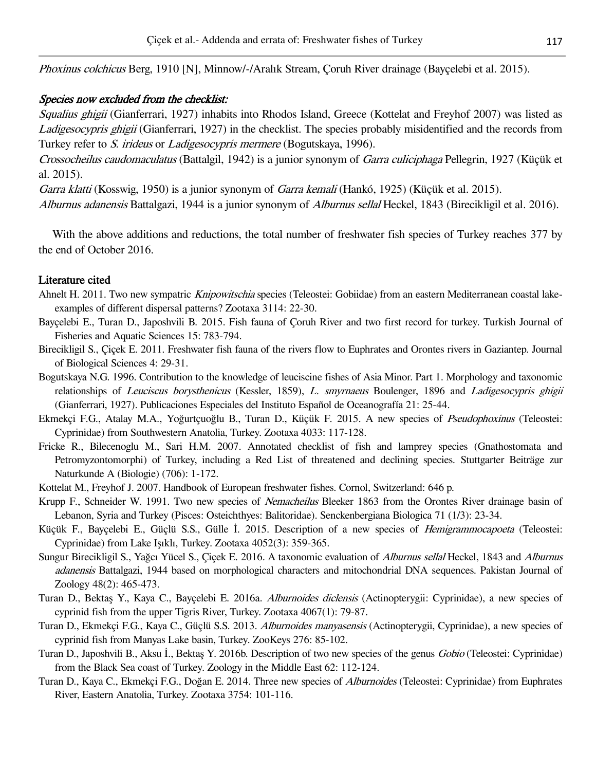*Phoxinus colchicus* Berg, 1910 [N], Minnow/-/Aralık Stream, Çoruh River drainage (Bayçelebi et al. 2015).

### *Species now excluded from the checklist:*

*Squalius ghigii* (Gianferrari, 1927) inhabits into Rhodos Island, Greece (Kottelat and Freyhof 2007) was listed as *Ladigesocypris ghigii* (Gianferrari, 1927) in the checklist. The species probably misidentified and the records from Turkey refer to *S. irideus* or *Ladigesocypris mermere* (Bogutskaya, 1996).

*Crossocheilus caudomaculatus* (Battalgil, 1942) is a junior synonym of *Garra culiciphaga* Pellegrin, 1927 (Küçük et al. 2015).

*Garra klatti* (Kosswig, 1950) is a junior synonym of *Garra kemali* (Hankó, 1925) (Küçük et al. 2015).

*Alburnus adanensis* Battalgazi, 1944 is a junior synonym of *Alburnus sellal* Heckel, 1843 (Birecikligil et al. 2016).

With the above additions and reductions, the total number of freshwater fish species of Turkey reaches 377 by the end of October 2016.

## Literature cited

Ahnelt H. 2011. Two new sympatric *Knipowitschia* species (Teleostei: Gobiidae) from an eastern Mediterranean coastal lake-examples of different dispersal patterns? Zootaxa 3114: 22-30.

Bayçelebi E., Turan D., Japoshvili B. 2015. Fish fauna of Çoruh River and two first record for turkey. Turkish Journal of Fisheries and Aquatic Sciences 15: 783-794.

Birecikligil S., Çiçek E. 2011. Freshwater fish fauna of the rivers flow to Euphrates and Orontes rivers in Gaziantep. Journal of Biological Sciences 4: 29-31.

Bogutskaya N.G. 1996. Contribution to the knowledge of leuciscine fishes of Asia Minor. Part 1. Morphology and taxonomic relationships of *Leuciscus borysthenicus* (Kessler, 1859), *L. smyrnaeus* Boulenger, 1896 and *Ladigesocypris ghigii* (Gianferrari, 1927). Publicaciones Especiales del Instituto Español de Oceanografía 21: 25-44.

Ekmekçi F.G., Atalay M.A., Yoğurtçuoğlu B., Turan D., Küçük F. 2015. A new species of *Pseudophoxinus* (Teleostei: Cyprinidae) from Southwestern Anatolia, Turkey. Zootaxa 4033: 117-128.

Fricke R., Bilecenoglu M., Sari H.M. 2007. Annotated checklist of fish and lamprey species (Gnathostomata and Petromyzontomorphi) of Turkey, including a Red List of threatened and declining species. Stuttgarter Beiträge zur Naturkunde A (Biologie) (706): 1-172.

Kottelat M., Freyhof J. 2007. Handbook of European freshwater fishes. Cornol, Switzerland: 646 p.

Krupp F., Schneider W. 1991. Two new species of *Nemacheilus* Bleeker 1863 from the Orontes River drainage basin of Lebanon, Syria and Turkey (Pisces: Osteichthyes: Balitoridae). Senckenbergiana Biologica 71 (1/3): 23-34.

Küçük F., Bayçelebi E., Güçlü S.S., Gülle İ. 2015. Description of a new species of *Hemigrammocapoeta* (Teleostei: Cyprinidae) from Lake Işıklı, Turkey. Zootaxa 4052(3): 359-365.

Sungur Birecikligil S., Yağcı Yücel S., Çiçek E. 2016. A taxonomic evaluation of *Alburnus sellal* Heckel, 1843 and *Alburnus adanensis* Battalgazi, 1944 based on morphological characters and mitochondrial DNA sequences. Pakistan Journal of Zoology 48(2): 465-473.

Turan D., Bektaş Y., Kaya C., Bayçelebi E. 2016a. *Alburnoides diclensis* (Actinopterygii: Cyprinidae), a new species of cyprinid fish from the upper Tigris River, Turkey. Zootaxa 4067(1): 79-87.

Turan D., Ekmekçi F.G., Kaya C., Güçlü S.S. 2013. *Alburnoides manyasensis* (Actinopterygii, Cyprinidae), a new species of cyprinid fish from Manyas Lake basin, Turkey. ZooKeys 276: 85-102.

Turan D., Japoshvili B., Aksu İ., Bektaş Y. 2016b. Description of two new species of the genus *Gobio* (Teleostei: Cyprinidae) from the Black Sea coast of Turkey. Zoology in the Middle East 62: 112-124.

Turan D., Kaya C., Ekmekçi F.G., Doğan E. 2014. Three new species of *Alburnoides* (Teleostei: Cyprinidae) from Euphrates River, Eastern Anatolia, Turkey. Zootaxa 3754: 101-116.